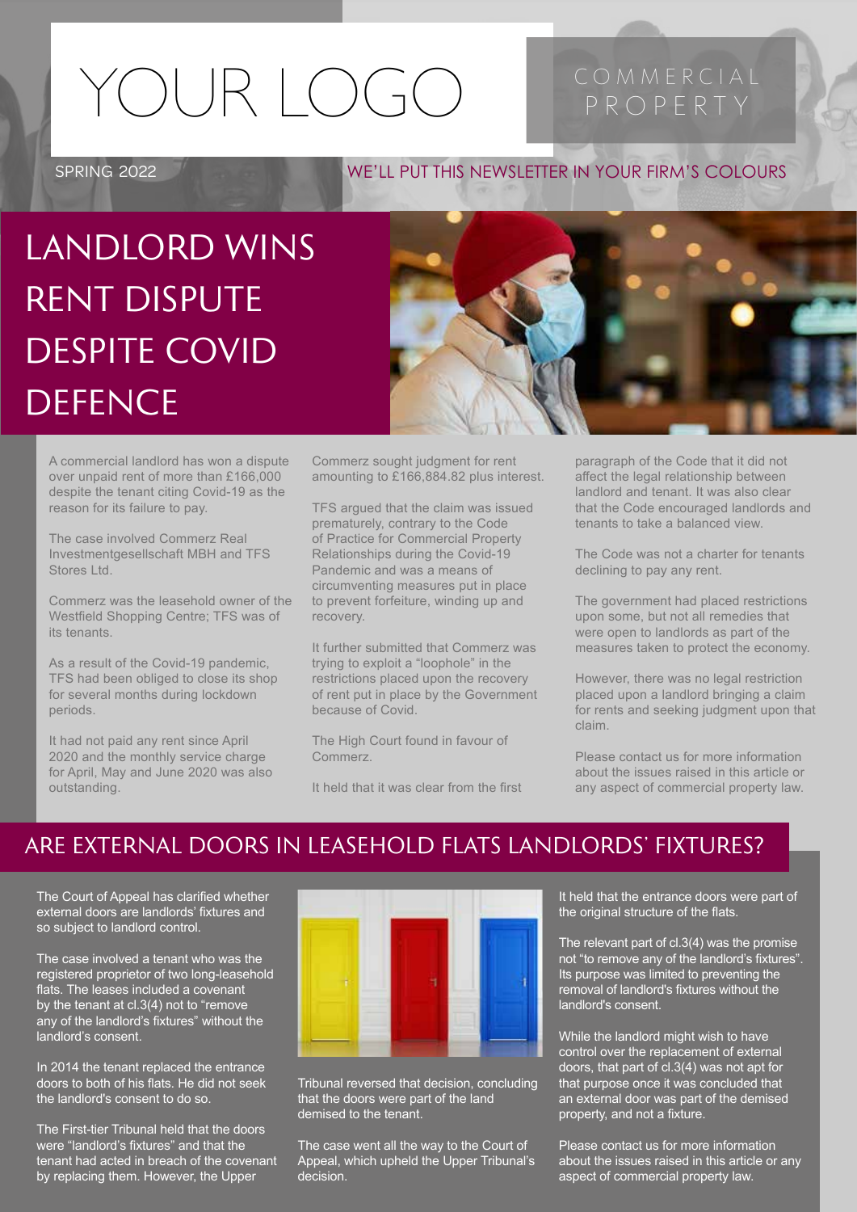YOUR LOGO

COMMERCIAL PROPERTY

SPRING 2022

WE'LL PUT THIS NEWSLETTER IN YOUR FIRM'S COLOURS

# LANDLORD WINS RENT DISPUTE DESPITE COVID DEFENCE

A commercial landlord has won a dispute over unpaid rent of more than £166,000 despite the tenant citing Covid-19 as the reason for its failure to pay.

The case involved Commerz Real Investmentgesellschaft MBH and TFS Stores Ltd.

Commerz was the leasehold owner of the Westfield Shopping Centre; TFS was of its tenants.

As a result of the Covid-19 pandemic, TFS had been obliged to close its shop for several months during lockdown periods.

It had not paid any rent since April 2020 and the monthly service charge for April, May and June 2020 was also outstanding.

Commerz sought judgment for rent amounting to £166,884.82 plus interest.

TFS argued that the claim was issued prematurely, contrary to the Code of Practice for Commercial Property Relationships during the Covid-19 Pandemic and was a means of circumventing measures put in place to prevent forfeiture, winding up and recovery.

It further submitted that Commerz was trying to exploit a "loophole" in the restrictions placed upon the recovery of rent put in place by the Government because of Covid.

The High Court found in favour of Commerz.

It held that it was clear from the first paragraph of the Code that it did not affect the legal relationship between landlord and tenant. It was also clear that the Code encouraged landlords and tenants to take a balanced view.

The Code was not a charter for tenants declining to pay any rent.

The government had placed restrictions upon some, but not all remedies that were open to landlords as part of the measures taken to protect the economy.

However, there was no legal restriction placed upon a landlord bringing a claim for rents and seeking judgment upon that claim.

Please contact us for more information about the issues raised in this article or any aspect of commercial property law.

# ARE EXTERNAL DOORS IN LEASEHOLD FLATS LANDLORDS' FIXTURES?

The Court of Appeal has clarified whether external doors are landlords' fixtures and so subject to landlord control.

The case involved a tenant who was the registered proprietor of two long-leasehold flats. The leases included a covenant by the tenant at cl.3(4) not to "remove any of the landlord's fixtures" without the landlord's consent.

In 2014 the tenant replaced the entrance doors to both of his flats. He did not seek the landlord's consent to do so.

The First-tier Tribunal held that the doors were "landlord's fixtures" and that the tenant had acted in breach of the covenant by replacing them. However, the Upper Tribunal reversed that decision, concluding that the doors were part of the land demised to the tenant.

The case went all the way to the Court of Appeal, which upheld the Upper Tribunal's decision.

It held that the entrance doors were part of the original structure of the flats.

The relevant part of cl.3(4) was the promise not "to remove any of the landlord's fixtures". Its purpose was limited to preventing the removal of landlord's fixtures without the landlord's consent.

While the landlord might wish to have control over the replacement of external doors, that part of cl.3(4) was not apt for that purpose once it was concluded that an external door was part of the demised property, and not a fixture.

Please contact us for more information about the issues raised in this article or any aspect of commercial property law.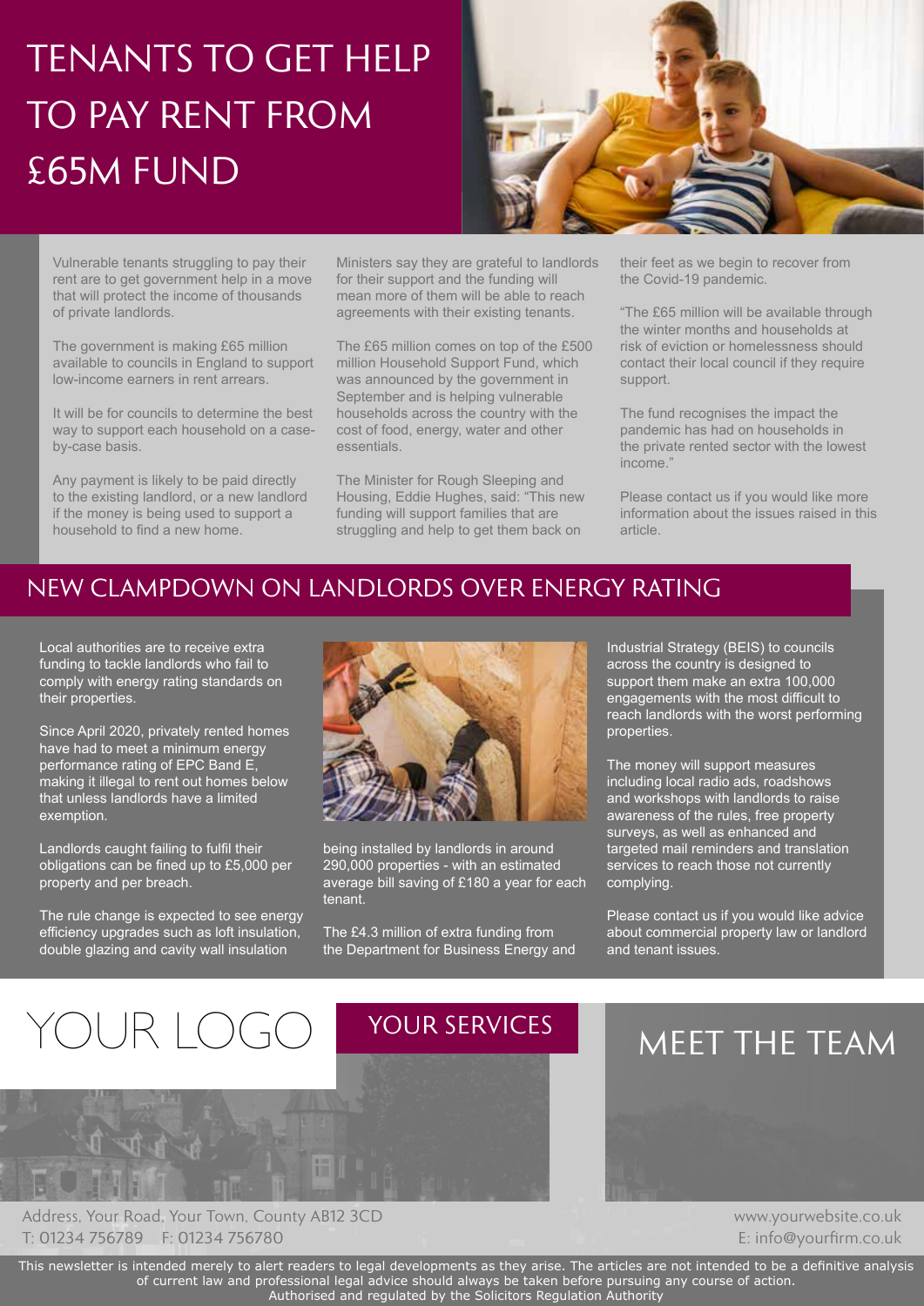# TENANTS TO GET HELP TO PAY RENT FROM £65M FUND

Vulnerable tenants struggling to pay their rent are to get government help in a move that will protect the income of thousands of private landlords.

The government is making £65 million available to councils in England to support low-income earners in rent arrears.

It will be for councils to determine the best way to support each household on a case-by-case basis.

Any payment is likely to be paid directly to the existing landlord, or a new landlord if the money is being used to support a household to find a new home.

Ministers say they are grateful to landlords for their support and the funding will mean more of them will be able to reach agreements with their existing tenants.

The £65 million comes on top of the £500 million Household Support Fund, which was announced by the government in September and is helping vulnerable households across the country with the cost of food, energy, water and other essentials.

The Minister for Rough Sleeping and Housing, Eddie Hughes, said: "This new funding will support families that are struggling and help to get them back on their feet as we begin to recover from the Covid-19 pandemic.

"The £65 million will be available through the winter months and households at risk of eviction or homelessness should contact their local council if they require support.

The fund recognises the impact the pandemic has had on households in the private rented sector with the lowest income."

Please contact us if you would like more information about the issues raised in this article.

## NEW CLAMPDOWN ON LANDLORDS OVER ENERGY RATING

Local authorities are to receive extra funding to tackle landlords who fail to comply with energy rating standards on their properties.

Since April 2020, privately rented homes have had to meet a minimum energy performance rating of EPC Band E, making it illegal to rent out homes below that unless landlords have a limited exemption.

Landlords caught failing to fulfil their obligations can be fined up to £5,000 per property and per breach.

The rule change is expected to see energy efficiency upgrades such as loft insulation, double glazing and cavity wall insulation being installed by landlords in around 290,000 properties - with an estimated average bill saving of £180 a year for each tenant.

The £4.3 million of extra funding from the Department for Business Energy and Industrial Strategy (BEIS) to councils across the country is designed to support them make an extra 100,000 engagements with the most difficult to reach landlords with the worst performing properties.

The money will support measures including local radio ads, roadshows and workshops with landlords to raise awareness of the rules, free property surveys, as well as enhanced and targeted mail reminders and translation services to reach those not currently complying.

Please contact us if you would like advice about commercial property law or landlord and tenant issues.

YOUR LOGO

YOUR SERVICES

MEET THE TEAM

Address, Your Road, Your Town, County AB12 3CD
T: 01234 756789 F: 01234 756780

www.yourwebsite.co.uk
E: info@yourfirm.co.uk

This newsletter is intended merely to alert readers to legal developments as they arise. The articles are not intended to be a definitive analysis of current law and professional legal advice should always be taken before pursuing any course of action.
Authorised and regulated by the Solicitors Regulation Authority